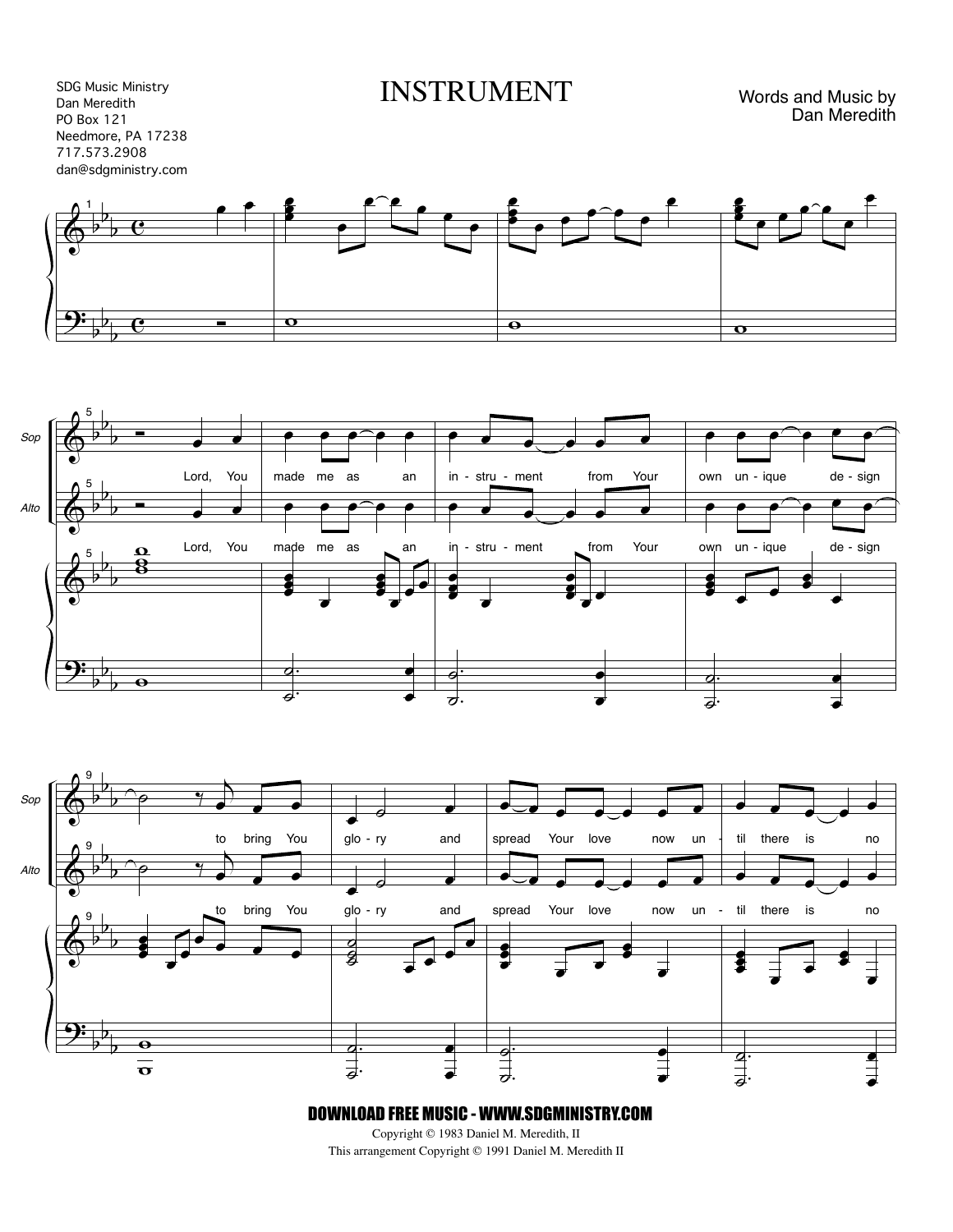SDG Music Ministry
Dan Meredith
PO Box 121
Needmore, PA 17238
717.573.2908
dan@sdgministry.com

# INSTRUMENT

Words and Music by
Dan Meredith

Lord, You made me as an in - stru - ment from Your own un - ique de - sign

to bring You glo - ry and spread Your love now un - til there is no

**DOWNLOAD FREE MUSIC - WWW.SDGMINISTRY.COM**

Copyright © 1983 Daniel M. Meredith, II
This arrangement Copyright © 1991 Daniel M. Meredith II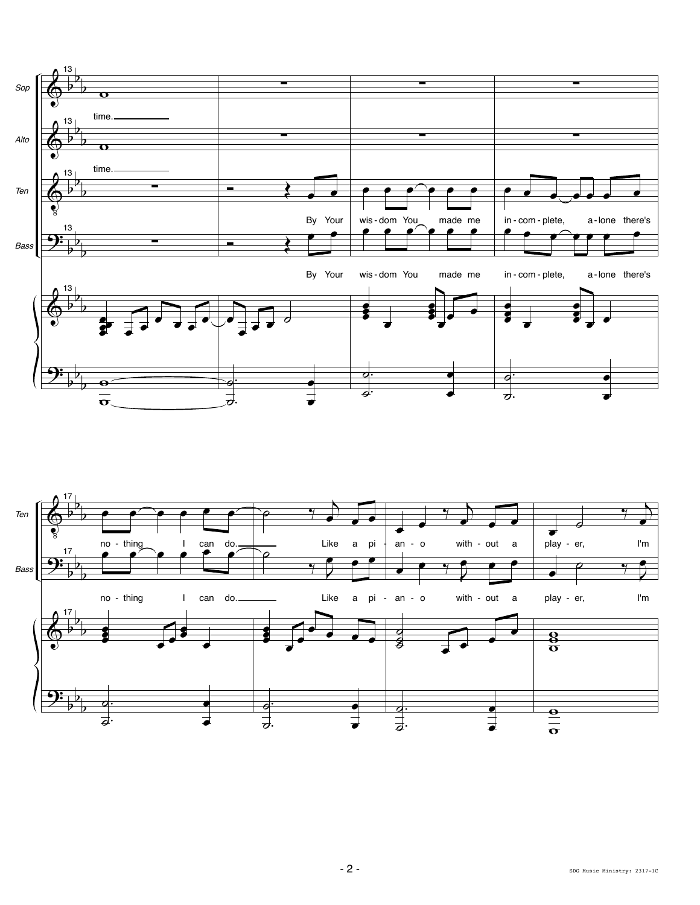Sop: time.

Alto: time.

Ten / Bass: By Your wis - dom You made me in - com - plete, a - lone there's no - thing I can do. Like a pi - an - o with - out a play - er, I'm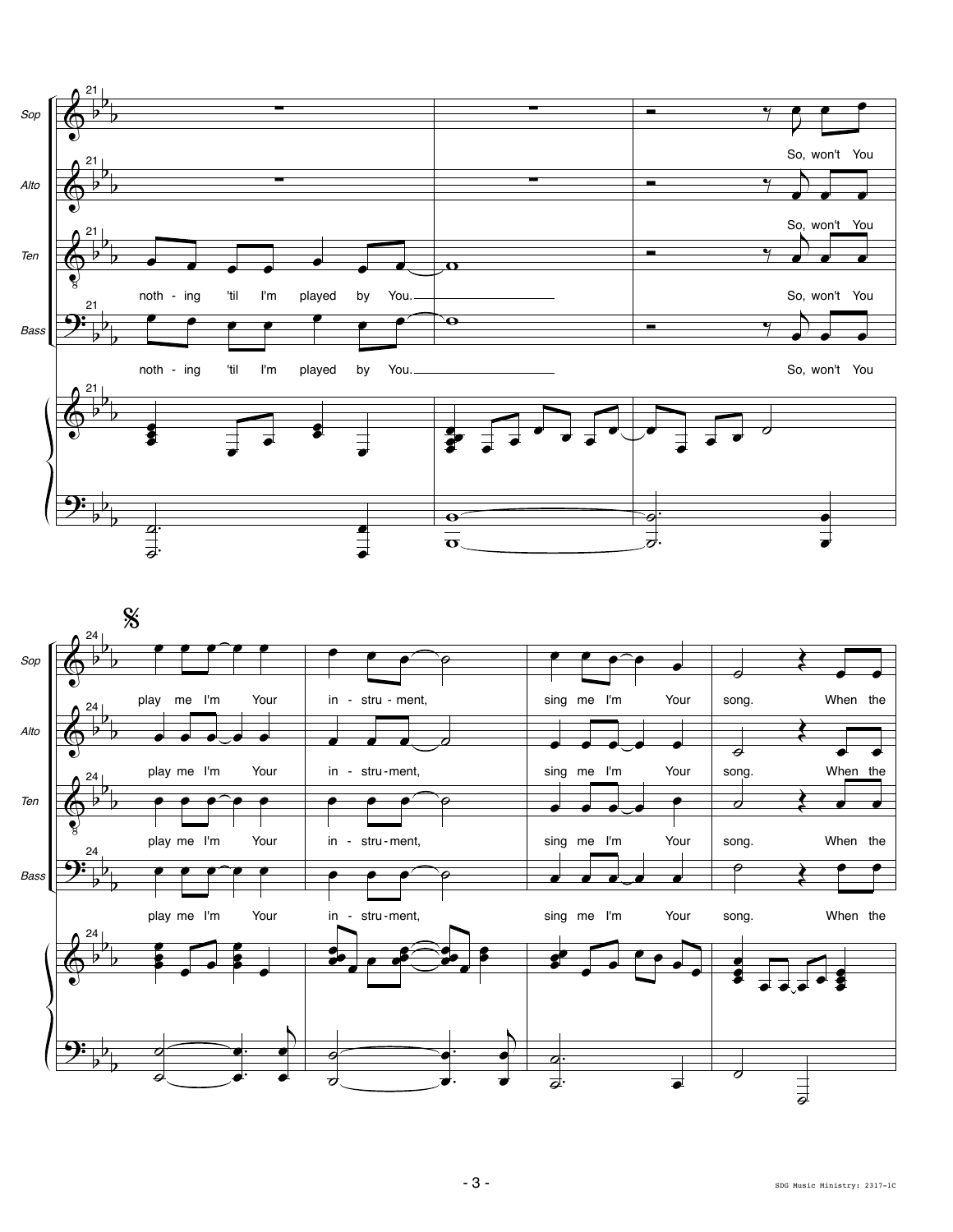Sop, Alto, Ten, Bass

21

Sop: So, won't You

Alto: So, won't You

Ten: noth - ing 'til I'm played by You. So, won't You

Bass: noth - ing 'til I'm played by You. So, won't You

24 𝄋

Sop: play me I'm Your in - stru - ment, sing me I'm Your song. When the

Alto: play me I'm Your in - stru - ment, sing me I'm Your song. When the

Ten: play me I'm Your in - stru - ment, sing me I'm Your song. When the

Bass: play me I'm Your in - stru - ment, sing me I'm Your song. When the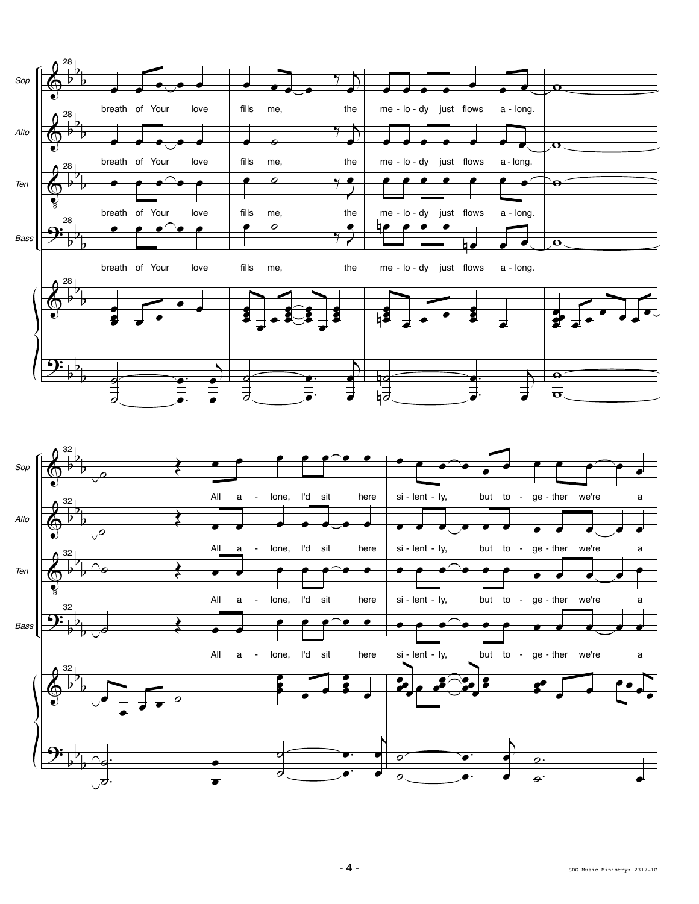breath of Your love fills me, the me - lo - dy just flows a - long.

All a - lone, I'd sit here si - lent - ly, but to - ge - ther we're a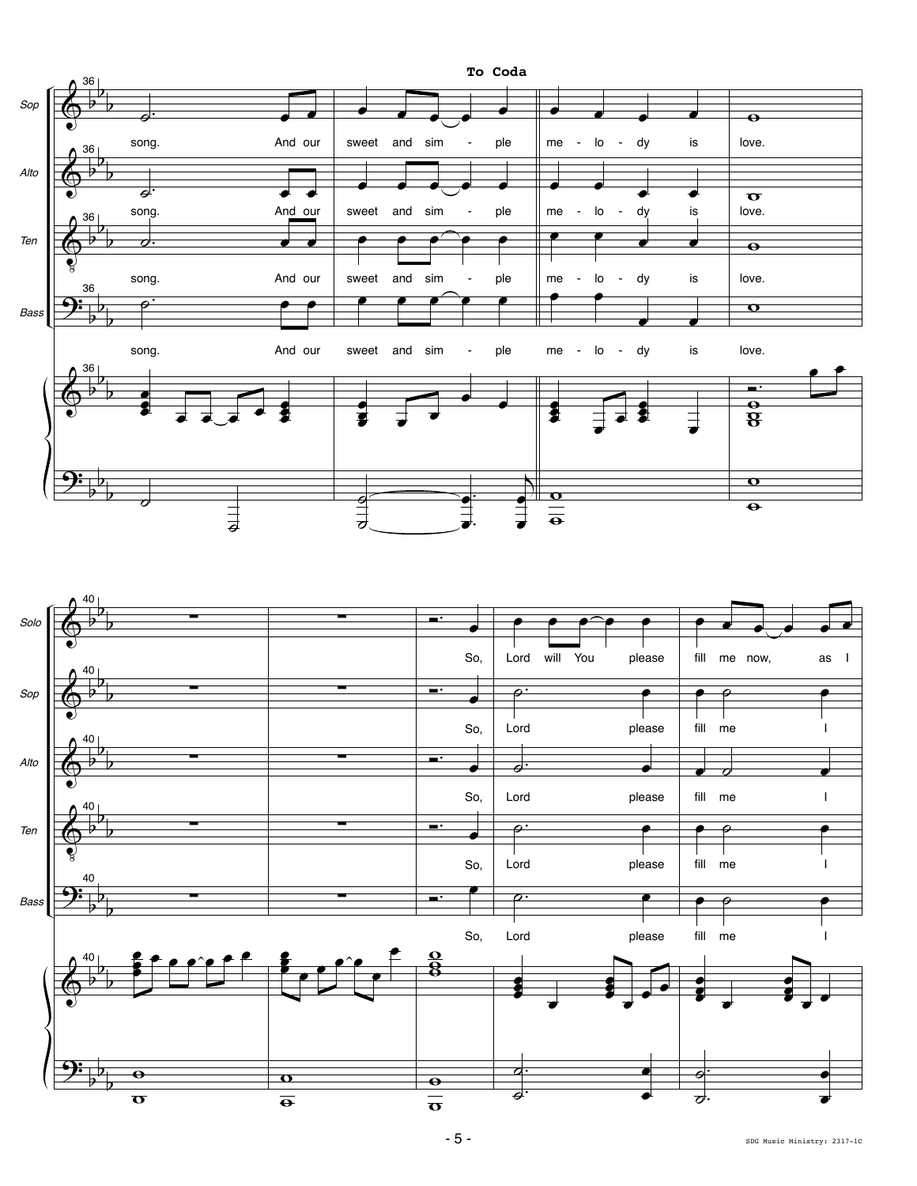**To Coda**

Sop: song. And our sweet and sim - ple me - lo - dy is love.

Alto: song. And our sweet and sim - ple me - lo - dy is love.

Ten: song. And our sweet and sim - ple me - lo - dy is love.

Bass: song. And our sweet and sim - ple me - lo - dy is love.

Solo: So, Lord will You please fill me now, as I

Sop: So, Lord please fill me I

Alto: So, Lord please fill me I

Ten: So, Lord please fill me I

Bass: So, Lord please fill me I

SDG Music Ministry: 2317-1C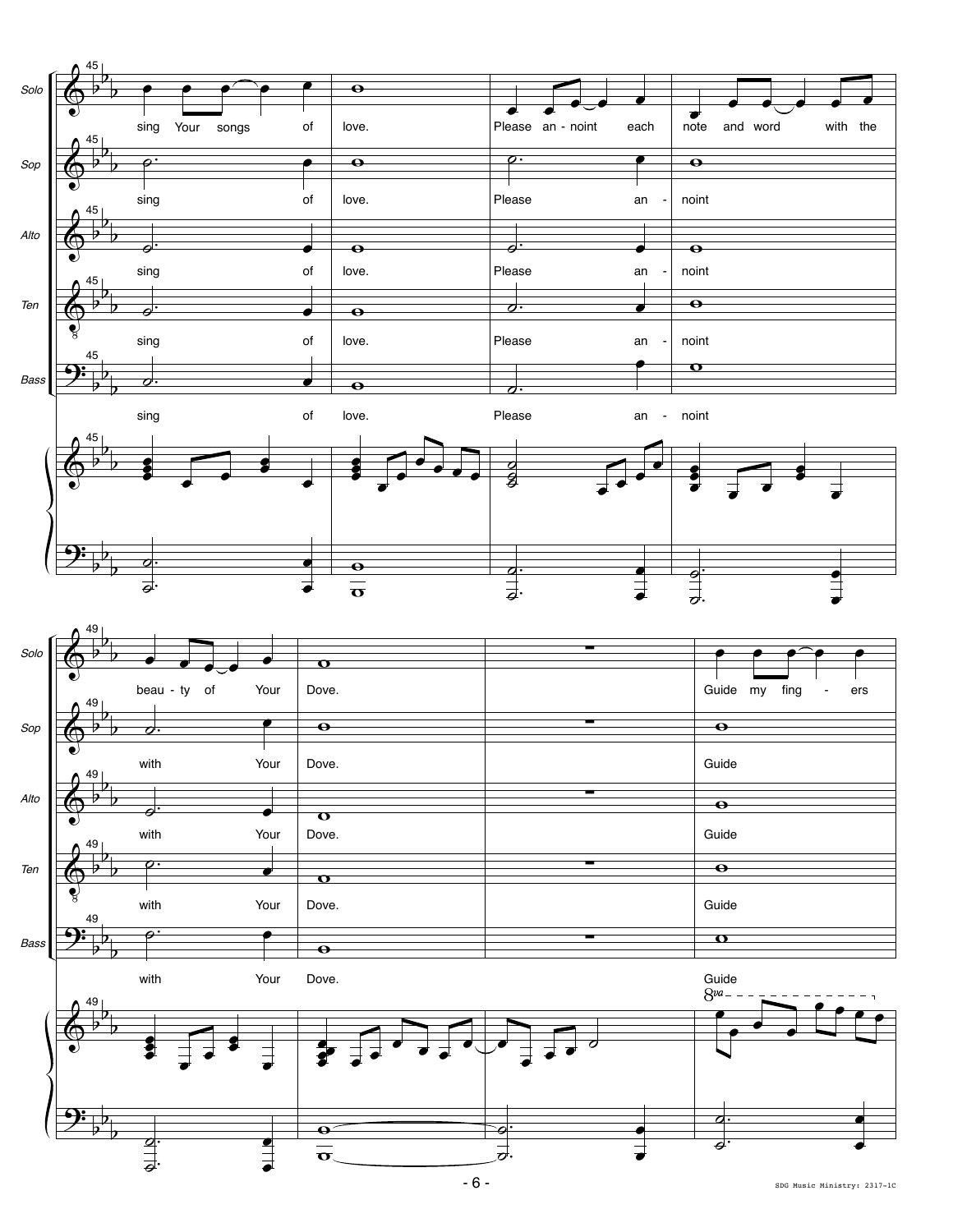Solo: sing Your songs of love. Please an - noint each note and word with the beau - ty of Your Dove. Guide my fing - ers

Sop: sing of love. Please an - noint with Your Dove. Guide

Alto: sing of love. Please an - noint with Your Dove. Guide

Ten: sing of love. Please an - noint with Your Dove. Guide

Bass: sing of love. Please an - noint with Your Dove. Guide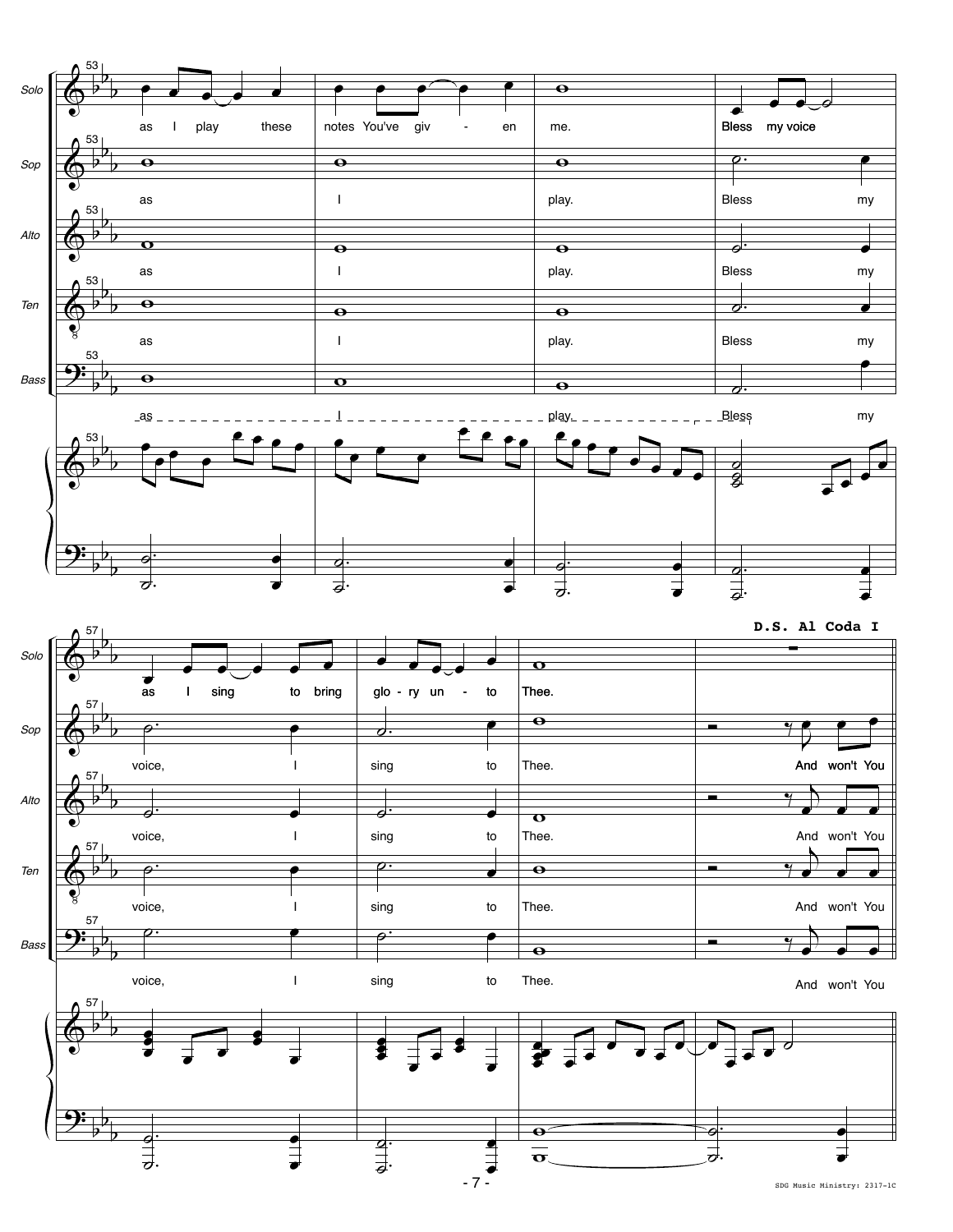**D.S. Al Coda I**

Solo: as I play these notes You've giv - en me. Bless my voice as I sing to bring glo - ry un - to Thee.

Sop: as I play. Bless my voice, I sing to Thee. And won't You

Alto: as I play. Bless my voice, I sing to Thee. And won't You

Ten: as I play. Bless my voice, I sing to Thee. And won't You

Bass: as I play. Bless my voice, I sing to Thee. And won't You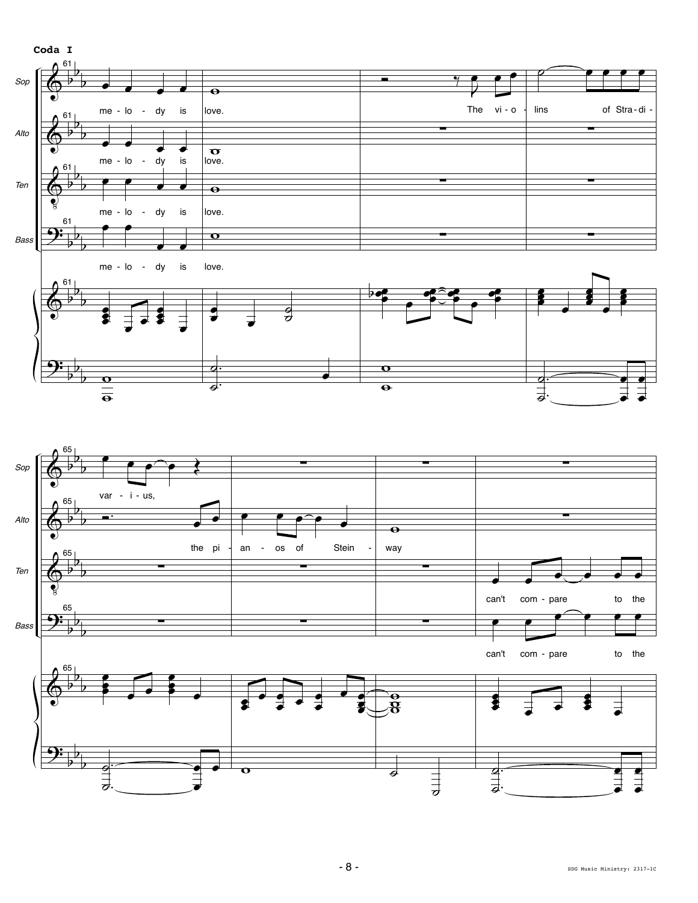**Coda I**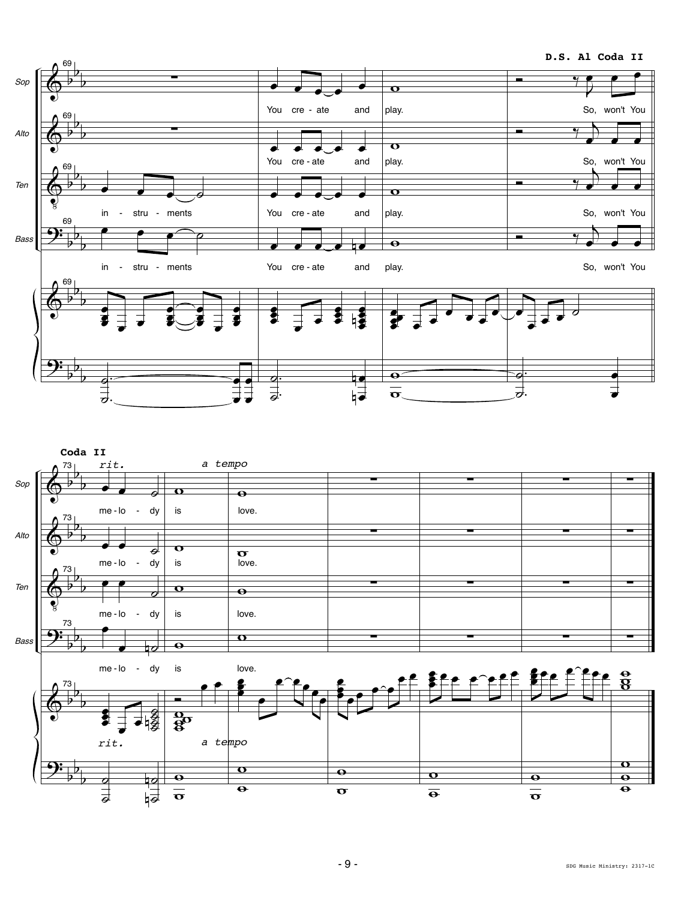**D.S. Al Coda II**

69

Sop: You cre - ate and play. So, won't You

Alto: You cre - ate and play. So, won't You

Ten: in - stru - ments You cre - ate and play. So, won't You

Bass: in - stru - ments You cre - ate and play. So, won't You

**Coda II**

73 *rit.* *a tempo*

Sop: me - lo - dy is love.

Alto: me - lo - dy is love.

Ten: me - lo - dy is love.

Bass: me - lo - dy is love.

*rit.* *a tempo*

SDG Music Ministry: 2317-1C